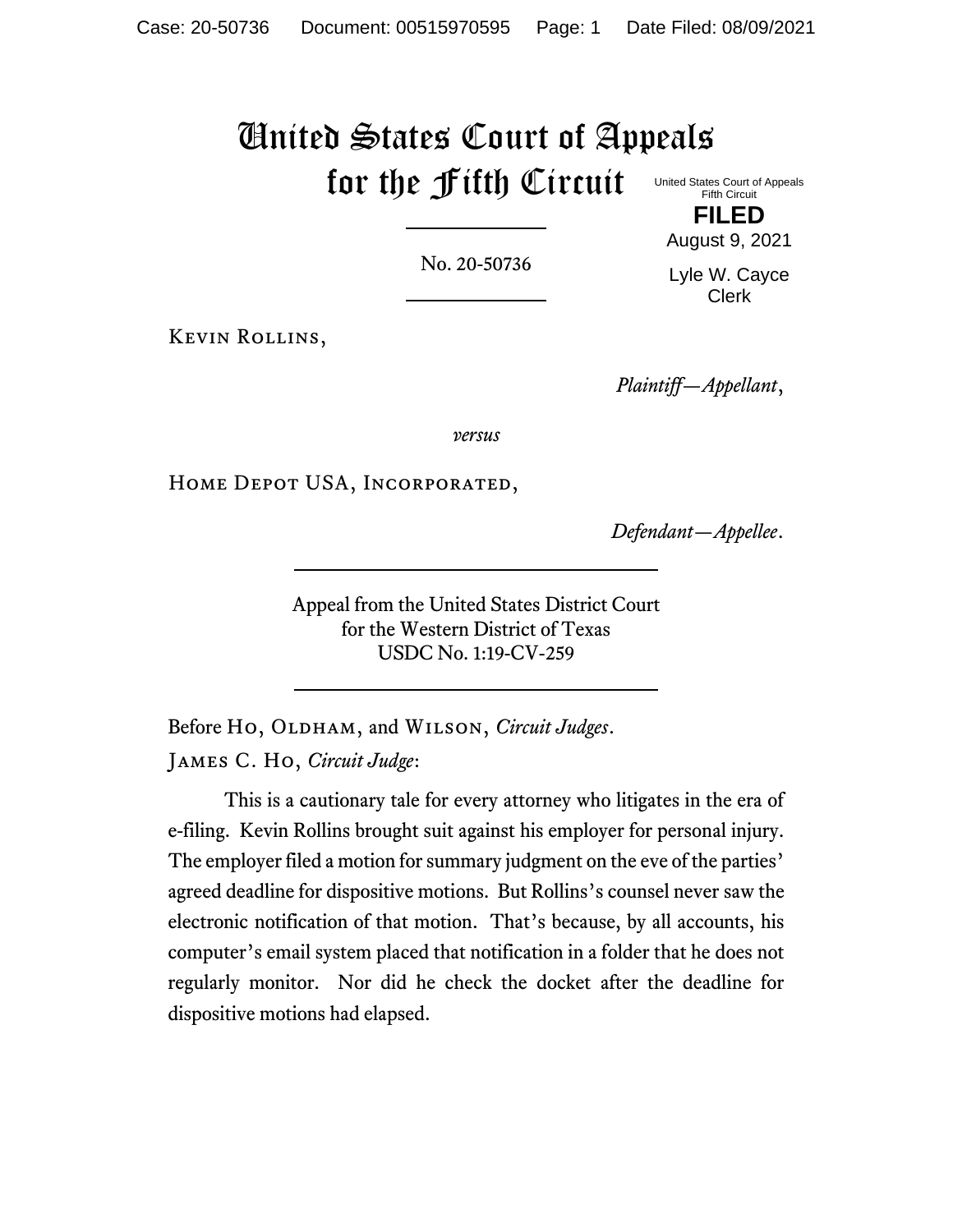# United States Court of Appeals for the Fifth Circuit

United States Court of Appeals
Fifth Circuit

**FILED**

August 9, 2021

Lyle W. Cayce
Clerk

No. 20-50736

Kevin Rollins,

*Plaintiff—Appellant*,

*versus*

Home Depot USA, Incorporated,

*Defendant—Appellee*.

Appeal from the United States District Court
for the Western District of Texas
USDC No. 1:19-CV-259

Before Ho, Oldham, and Wilson, *Circuit Judges*.

James C. Ho, *Circuit Judge*:

This is a cautionary tale for every attorney who litigates in the era of e-filing. Kevin Rollins brought suit against his employer for personal injury. The employer filed a motion for summary judgment on the eve of the parties' agreed deadline for dispositive motions. But Rollins's counsel never saw the electronic notification of that motion. That's because, by all accounts, his computer's email system placed that notification in a folder that he does not regularly monitor. Nor did he check the docket after the deadline for dispositive motions had elapsed.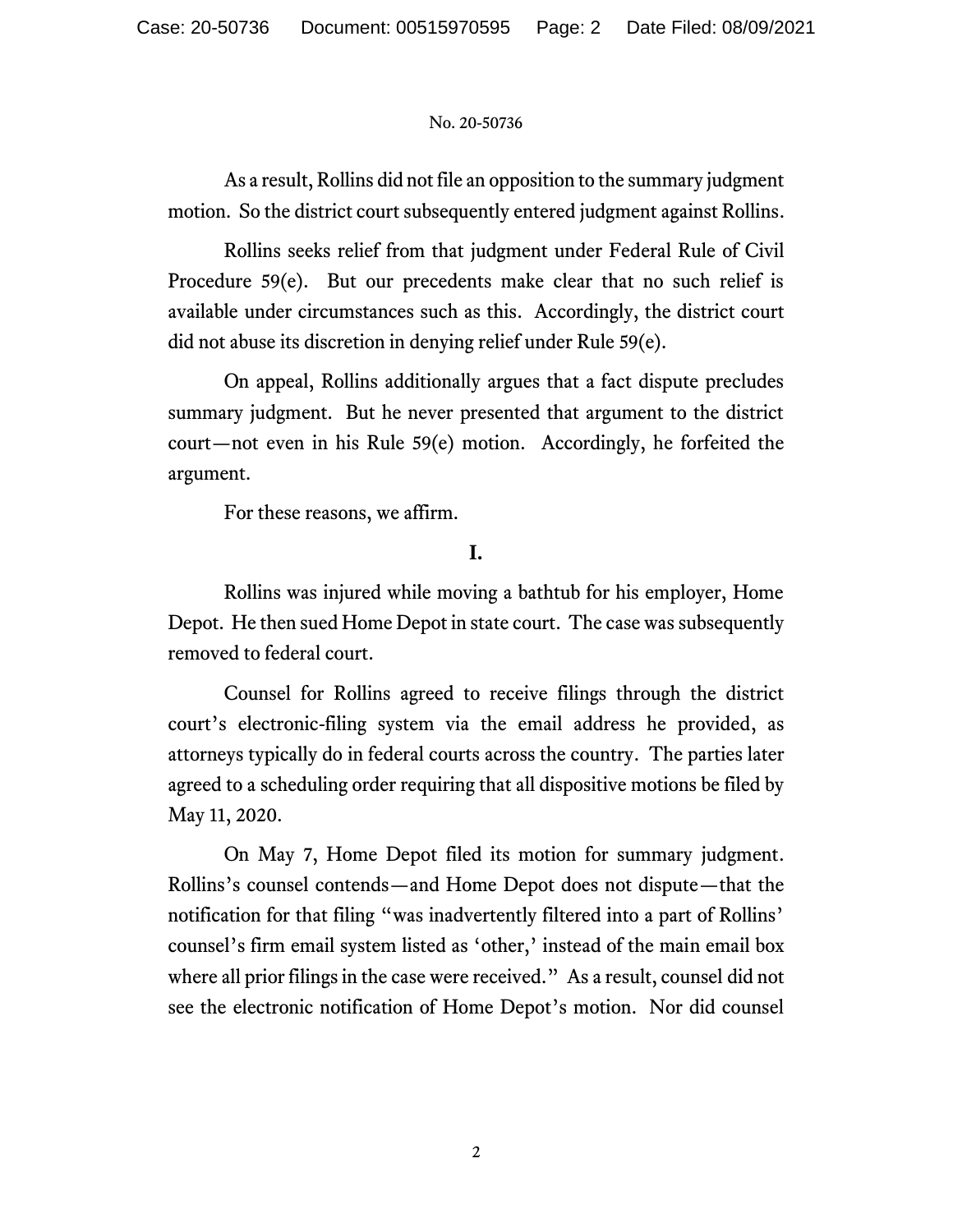As a result, Rollins did not file an opposition to the summary judgment motion. So the district court subsequently entered judgment against Rollins.

Rollins seeks relief from that judgment under Federal Rule of Civil Procedure 59(e). But our precedents make clear that no such relief is available under circumstances such as this. Accordingly, the district court did not abuse its discretion in denying relief under Rule 59(e).

On appeal, Rollins additionally argues that a fact dispute precludes summary judgment. But he never presented that argument to the district court—not even in his Rule 59(e) motion. Accordingly, he forfeited the argument.

For these reasons, we affirm.

## I.

Rollins was injured while moving a bathtub for his employer, Home Depot. He then sued Home Depot in state court. The case was subsequently removed to federal court.

Counsel for Rollins agreed to receive filings through the district court's electronic-filing system via the email address he provided, as attorneys typically do in federal courts across the country. The parties later agreed to a scheduling order requiring that all dispositive motions be filed by May 11, 2020.

On May 7, Home Depot filed its motion for summary judgment. Rollins's counsel contends—and Home Depot does not dispute—that the notification for that filing "was inadvertently filtered into a part of Rollins' counsel's firm email system listed as 'other,' instead of the main email box where all prior filings in the case were received." As a result, counsel did not see the electronic notification of Home Depot's motion. Nor did counsel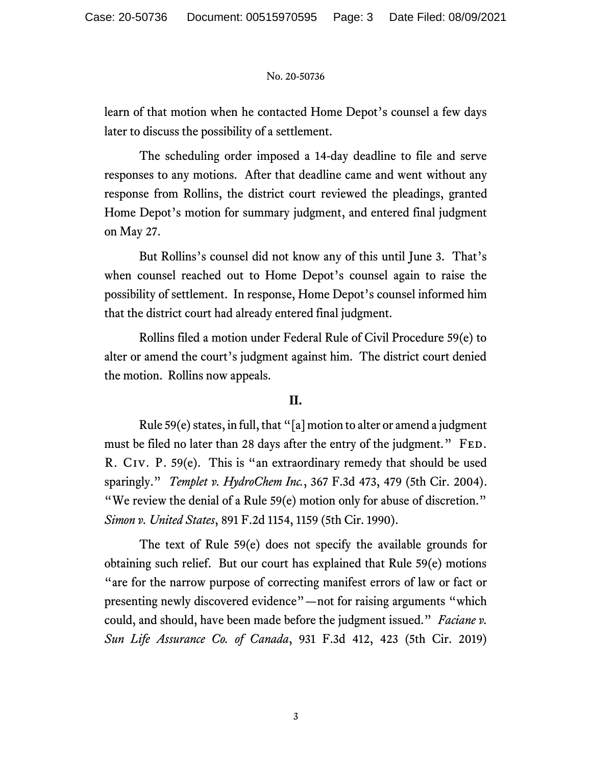learn of that motion when he contacted Home Depot's counsel a few days later to discuss the possibility of a settlement.

The scheduling order imposed a 14-day deadline to file and serve responses to any motions. After that deadline came and went without any response from Rollins, the district court reviewed the pleadings, granted Home Depot's motion for summary judgment, and entered final judgment on May 27.

But Rollins's counsel did not know any of this until June 3. That's when counsel reached out to Home Depot's counsel again to raise the possibility of settlement. In response, Home Depot's counsel informed him that the district court had already entered final judgment.

Rollins filed a motion under Federal Rule of Civil Procedure 59(e) to alter or amend the court's judgment against him. The district court denied the motion. Rollins now appeals.

## II.

Rule 59(e) states, in full, that "[a] motion to alter or amend a judgment must be filed no later than 28 days after the entry of the judgment." FED. R. CIV. P. 59(e). This is "an extraordinary remedy that should be used sparingly." *Templet v. HydroChem Inc.*, 367 F.3d 473, 479 (5th Cir. 2004). "We review the denial of a Rule 59(e) motion only for abuse of discretion." *Simon v. United States*, 891 F.2d 1154, 1159 (5th Cir. 1990).

The text of Rule 59(e) does not specify the available grounds for obtaining such relief. But our court has explained that Rule 59(e) motions "are for the narrow purpose of correcting manifest errors of law or fact or presenting newly discovered evidence"—not for raising arguments "which could, and should, have been made before the judgment issued." *Faciane v. Sun Life Assurance Co. of Canada*, 931 F.3d 412, 423 (5th Cir. 2019)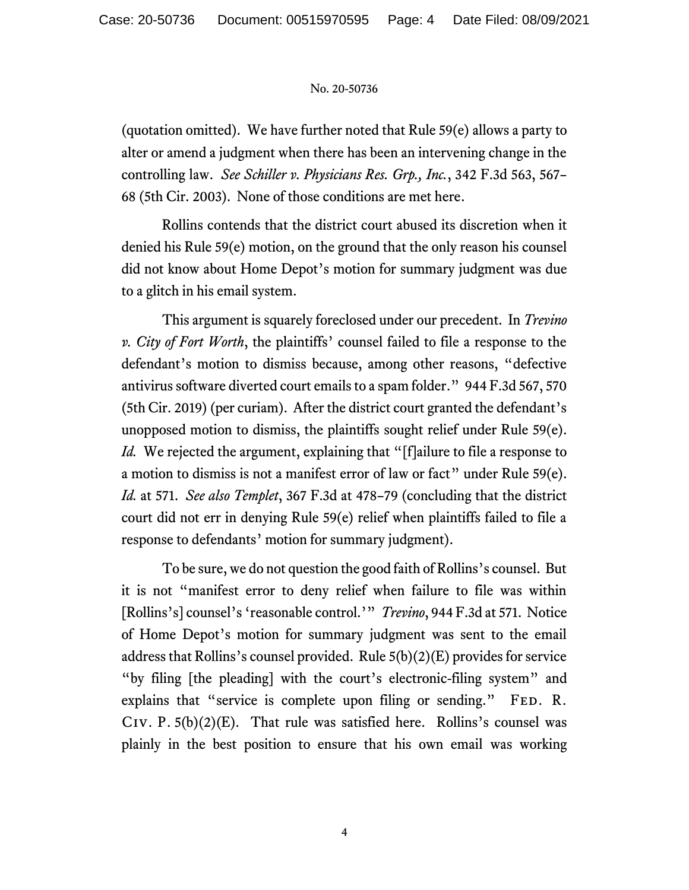(quotation omitted). We have further noted that Rule 59(e) allows a party to alter or amend a judgment when there has been an intervening change in the controlling law. *See Schiller v. Physicians Res. Grp., Inc.*, 342 F.3d 563, 567–68 (5th Cir. 2003). None of those conditions are met here.

Rollins contends that the district court abused its discretion when it denied his Rule 59(e) motion, on the ground that the only reason his counsel did not know about Home Depot's motion for summary judgment was due to a glitch in his email system.

This argument is squarely foreclosed under our precedent. In *Trevino v. City of Fort Worth*, the plaintiffs' counsel failed to file a response to the defendant's motion to dismiss because, among other reasons, "defective antivirus software diverted court emails to a spam folder." 944 F.3d 567, 570 (5th Cir. 2019) (per curiam). After the district court granted the defendant's unopposed motion to dismiss, the plaintiffs sought relief under Rule 59(e). *Id.* We rejected the argument, explaining that "[f]ailure to file a response to a motion to dismiss is not a manifest error of law or fact" under Rule 59(e). *Id.* at 571. *See also Templet*, 367 F.3d at 478–79 (concluding that the district court did not err in denying Rule 59(e) relief when plaintiffs failed to file a response to defendants' motion for summary judgment).

To be sure, we do not question the good faith of Rollins's counsel. But it is not "manifest error to deny relief when failure to file was within [Rollins's] counsel's 'reasonable control.'" *Trevino*, 944 F.3d at 571. Notice of Home Depot's motion for summary judgment was sent to the email address that Rollins's counsel provided. Rule 5(b)(2)(E) provides for service "by filing [the pleading] with the court's electronic-filing system" and explains that "service is complete upon filing or sending." Fed. R. Civ. P. 5(b)(2)(E). That rule was satisfied here. Rollins's counsel was plainly in the best position to ensure that his own email was working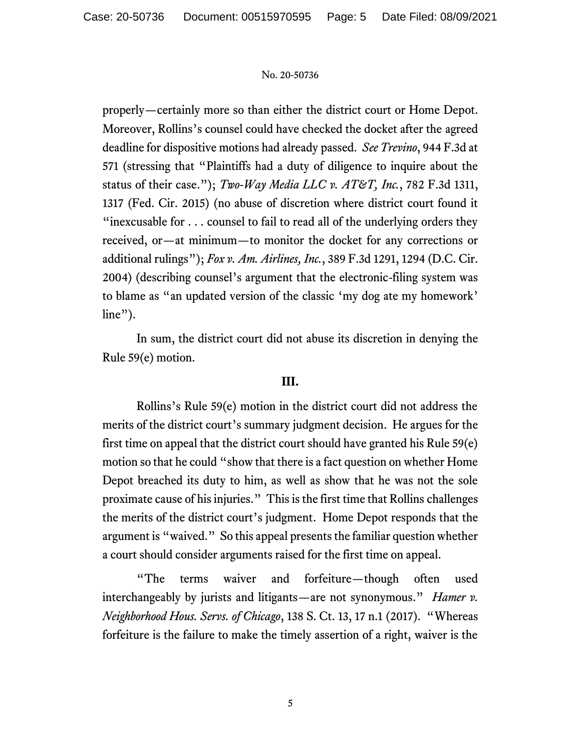properly—certainly more so than either the district court or Home Depot. Moreover, Rollins's counsel could have checked the docket after the agreed deadline for dispositive motions had already passed. *See Trevino*, 944 F.3d at 571 (stressing that "Plaintiffs had a duty of diligence to inquire about the status of their case."); *Two-Way Media LLC v. AT&T, Inc.*, 782 F.3d 1311, 1317 (Fed. Cir. 2015) (no abuse of discretion where district court found it "inexcusable for . . . counsel to fail to read all of the underlying orders they received, or—at minimum—to monitor the docket for any corrections or additional rulings"); *Fox v. Am. Airlines, Inc.*, 389 F.3d 1291, 1294 (D.C. Cir. 2004) (describing counsel's argument that the electronic-filing system was to blame as "an updated version of the classic 'my dog ate my homework' line").

In sum, the district court did not abuse its discretion in denying the Rule 59(e) motion.

## III.

Rollins's Rule 59(e) motion in the district court did not address the merits of the district court's summary judgment decision. He argues for the first time on appeal that the district court should have granted his Rule 59(e) motion so that he could "show that there is a fact question on whether Home Depot breached its duty to him, as well as show that he was not the sole proximate cause of his injuries." This is the first time that Rollins challenges the merits of the district court's judgment. Home Depot responds that the argument is "waived." So this appeal presents the familiar question whether a court should consider arguments raised for the first time on appeal.

"The terms waiver and forfeiture—though often used interchangeably by jurists and litigants—are not synonymous." *Hamer v. Neighborhood Hous. Servs. of Chicago*, 138 S. Ct. 13, 17 n.1 (2017). "Whereas forfeiture is the failure to make the timely assertion of a right, waiver is the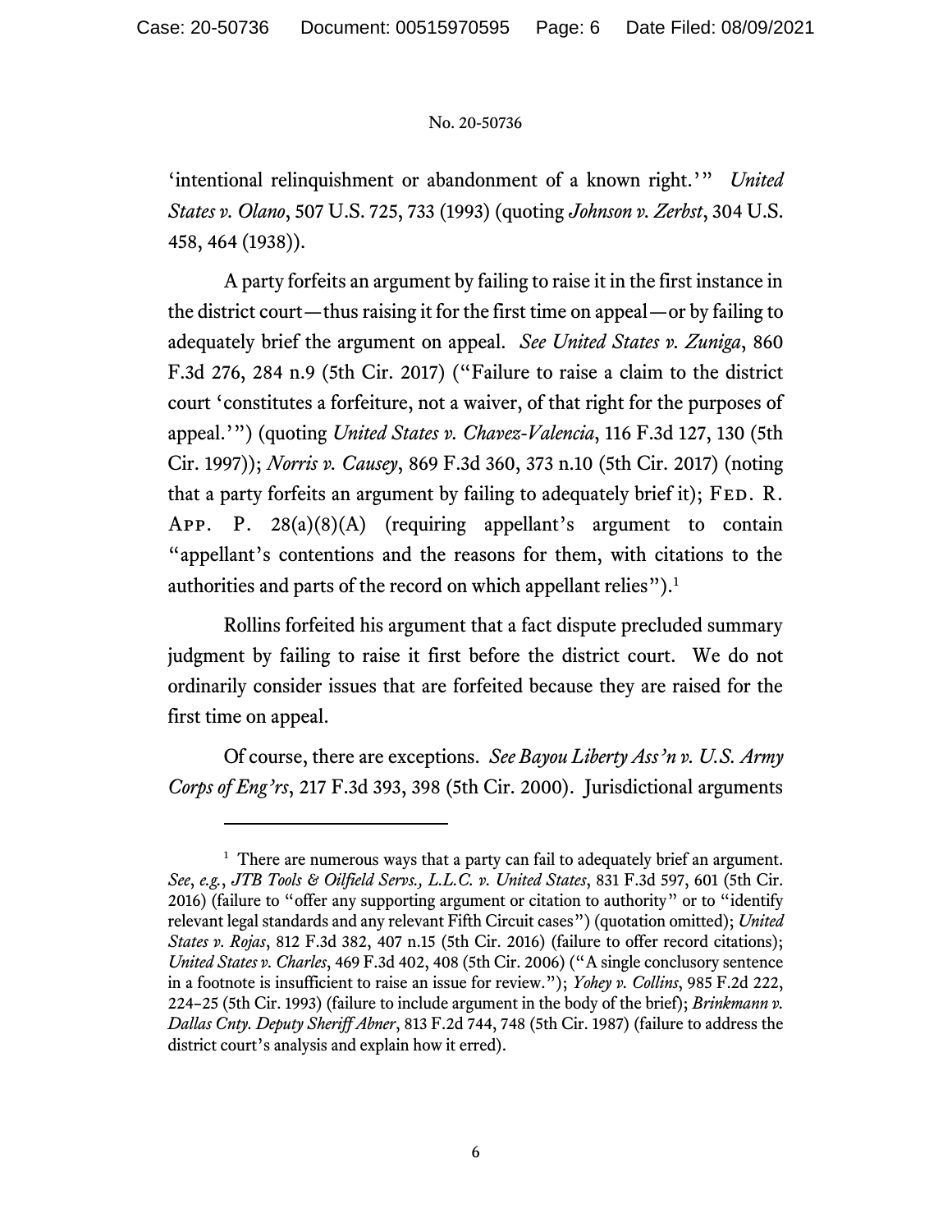'intentional relinquishment or abandonment of a known right.'" *United States v. Olano*, 507 U.S. 725, 733 (1993) (quoting *Johnson v. Zerbst*, 304 U.S. 458, 464 (1938)).

A party forfeits an argument by failing to raise it in the first instance in the district court—thus raising it for the first time on appeal—or by failing to adequately brief the argument on appeal. *See United States v. Zuniga*, 860 F.3d 276, 284 n.9 (5th Cir. 2017) ("Failure to raise a claim to the district court 'constitutes a forfeiture, not a waiver, of that right for the purposes of appeal.'") (quoting *United States v. Chavez-Valencia*, 116 F.3d 127, 130 (5th Cir. 1997)); *Norris v. Causey*, 869 F.3d 360, 373 n.10 (5th Cir. 2017) (noting that a party forfeits an argument by failing to adequately brief it); FED. R. APP. P. 28(a)(8)(A) (requiring appellant's argument to contain "appellant's contentions and the reasons for them, with citations to the authorities and parts of the record on which appellant relies").[1]

Rollins forfeited his argument that a fact dispute precluded summary judgment by failing to raise it first before the district court. We do not ordinarily consider issues that are forfeited because they are raised for the first time on appeal.

Of course, there are exceptions. *See Bayou Liberty Ass'n v. U.S. Army Corps of Eng'rs*, 217 F.3d 393, 398 (5th Cir. 2000). Jurisdictional arguments

---

[1] There are numerous ways that a party can fail to adequately brief an argument. *See*, *e.g.*, *JTB Tools & Oilfield Servs., L.L.C. v. United States*, 831 F.3d 597, 601 (5th Cir. 2016) (failure to "offer any supporting argument or citation to authority" or to "identify relevant legal standards and any relevant Fifth Circuit cases") (quotation omitted); *United States v. Rojas*, 812 F.3d 382, 407 n.15 (5th Cir. 2016) (failure to offer record citations); *United States v. Charles*, 469 F.3d 402, 408 (5th Cir. 2006) ("A single conclusory sentence in a footnote is insufficient to raise an issue for review."); *Yohey v. Collins*, 985 F.2d 222, 224–25 (5th Cir. 1993) (failure to include argument in the body of the brief); *Brinkmann v. Dallas Cnty. Deputy Sheriff Abner*, 813 F.2d 744, 748 (5th Cir. 1987) (failure to address the district court's analysis and explain how it erred).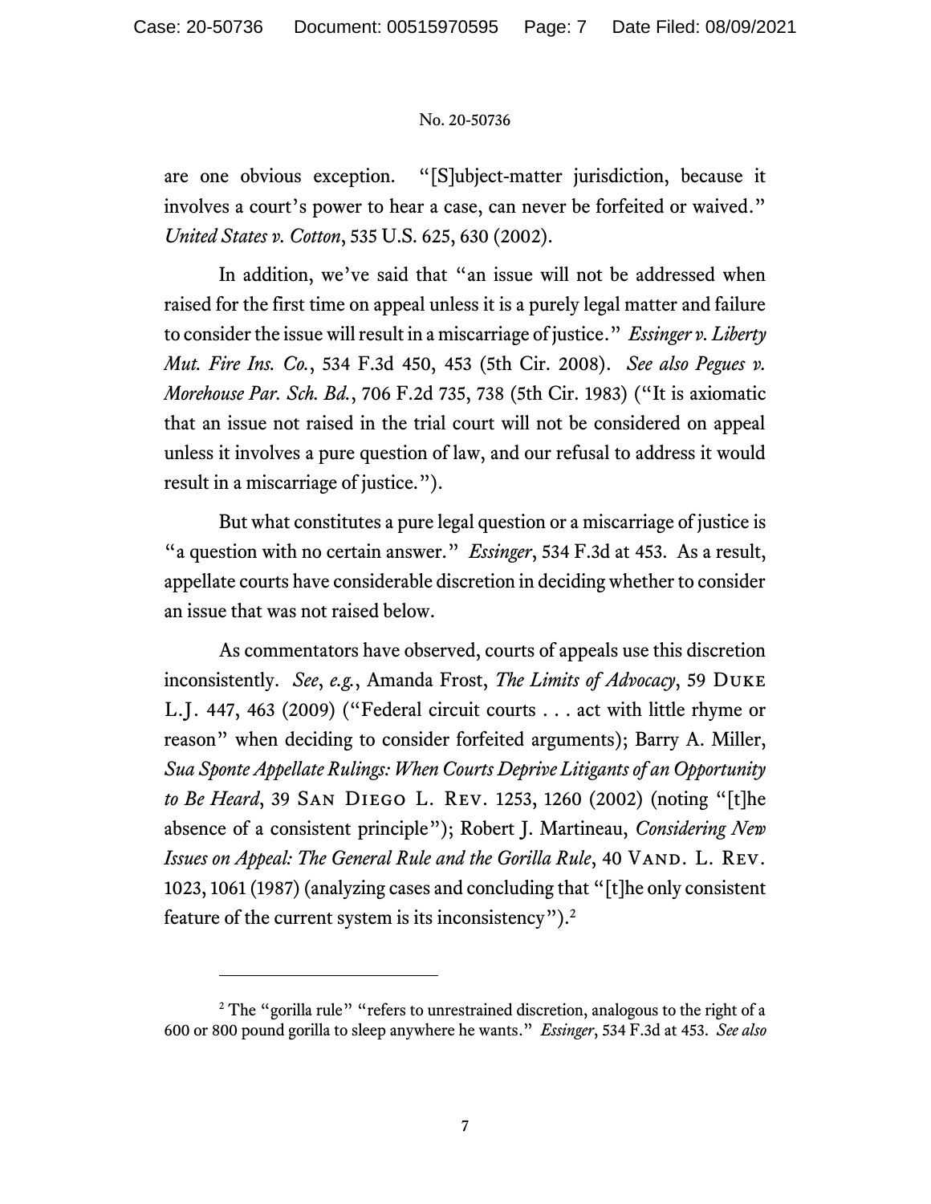are one obvious exception. "[S]ubject-matter jurisdiction, because it involves a court's power to hear a case, can never be forfeited or waived." *United States v. Cotton*, 535 U.S. 625, 630 (2002).

In addition, we've said that "an issue will not be addressed when raised for the first time on appeal unless it is a purely legal matter and failure to consider the issue will result in a miscarriage of justice." *Essinger v. Liberty Mut. Fire Ins. Co.*, 534 F.3d 450, 453 (5th Cir. 2008). *See also Pegues v. Morehouse Par. Sch. Bd.*, 706 F.2d 735, 738 (5th Cir. 1983) ("It is axiomatic that an issue not raised in the trial court will not be considered on appeal unless it involves a pure question of law, and our refusal to address it would result in a miscarriage of justice.").

But what constitutes a pure legal question or a miscarriage of justice is "a question with no certain answer." *Essinger*, 534 F.3d at 453. As a result, appellate courts have considerable discretion in deciding whether to consider an issue that was not raised below.

As commentators have observed, courts of appeals use this discretion inconsistently. *See*, *e.g.*, Amanda Frost, *The Limits of Advocacy*, 59 Duke L.J. 447, 463 (2009) ("Federal circuit courts . . . act with little rhyme or reason" when deciding to consider forfeited arguments); Barry A. Miller, *Sua Sponte Appellate Rulings: When Courts Deprive Litigants of an Opportunity to Be Heard*, 39 San Diego L. Rev. 1253, 1260 (2002) (noting "[t]he absence of a consistent principle"); Robert J. Martineau, *Considering New Issues on Appeal: The General Rule and the Gorilla Rule*, 40 Vand. L. Rev. 1023, 1061 (1987) (analyzing cases and concluding that "[t]he only consistent feature of the current system is its inconsistency").[2]

---

[2] The "gorilla rule" "refers to unrestrained discretion, analogous to the right of a 600 or 800 pound gorilla to sleep anywhere he wants." *Essinger*, 534 F.3d at 453. *See also*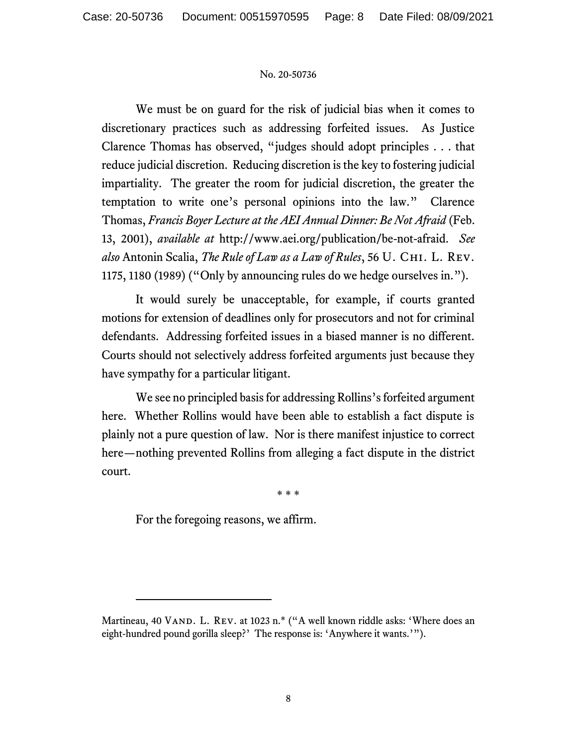We must be on guard for the risk of judicial bias when it comes to discretionary practices such as addressing forfeited issues. As Justice Clarence Thomas has observed, "judges should adopt principles . . . that reduce judicial discretion. Reducing discretion is the key to fostering judicial impartiality. The greater the room for judicial discretion, the greater the temptation to write one's personal opinions into the law." Clarence Thomas, *Francis Boyer Lecture at the AEI Annual Dinner: Be Not Afraid* (Feb. 13, 2001), *available at* http://www.aei.org/publication/be-not-afraid. *See also* Antonin Scalia, *The Rule of Law as a Law of Rules*, 56 U. Chi. L. Rev. 1175, 1180 (1989) ("Only by announcing rules do we hedge ourselves in.").

It would surely be unacceptable, for example, if courts granted motions for extension of deadlines only for prosecutors and not for criminal defendants. Addressing forfeited issues in a biased manner is no different. Courts should not selectively address forfeited arguments just because they have sympathy for a particular litigant.

We see no principled basis for addressing Rollins's forfeited argument here. Whether Rollins would have been able to establish a fact dispute is plainly not a pure question of law. Nor is there manifest injustice to correct here—nothing prevented Rollins from alleging a fact dispute in the district court.

\* \* \*

For the foregoing reasons, we affirm.

---

Martineau, 40 Vand. L. Rev. at 1023 n.* ("A well known riddle asks: 'Where does an eight-hundred pound gorilla sleep?' The response is: 'Anywhere it wants.'").